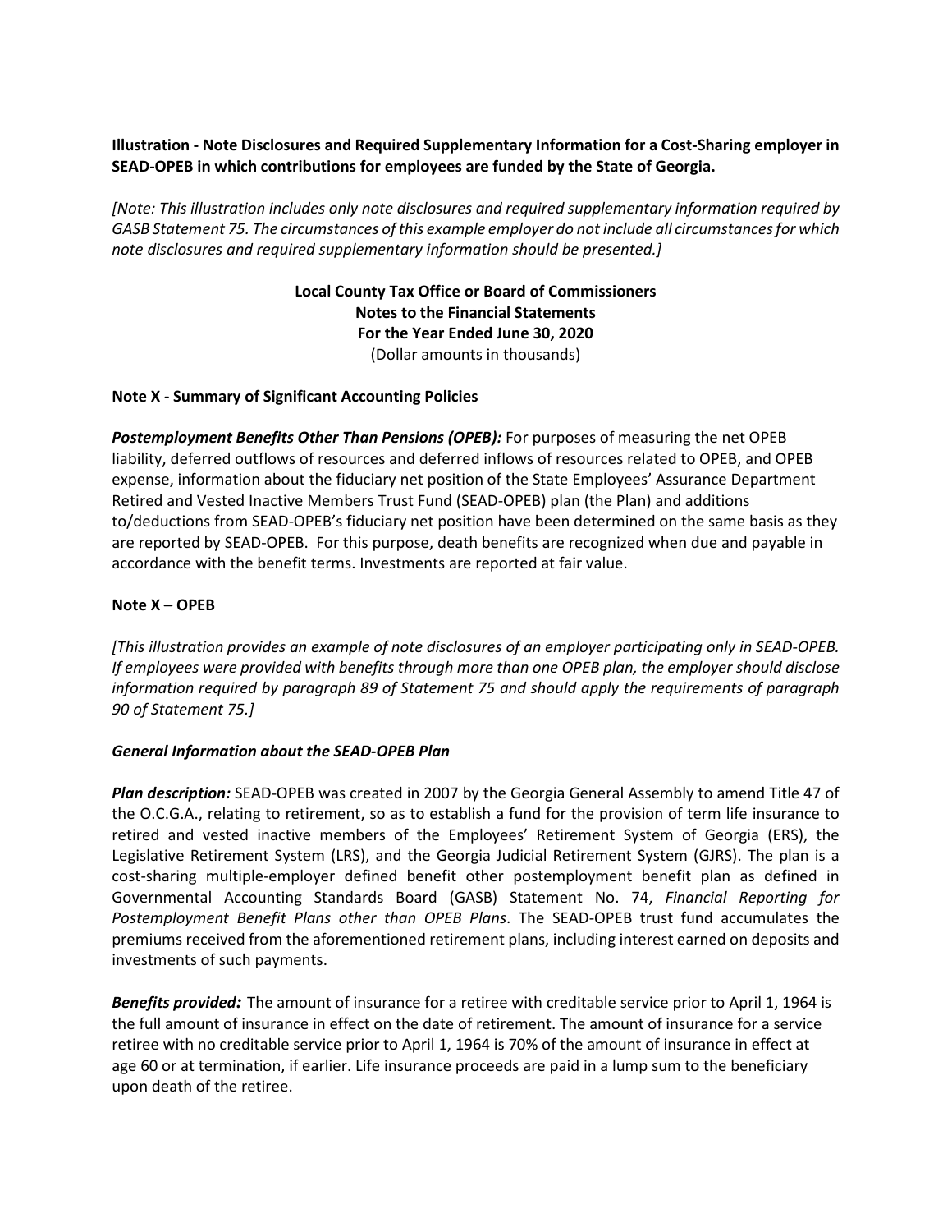**Illustration - Note Disclosures and Required Supplementary Information for a Cost-Sharing employer in SEAD-OPEB in which contributions for employees are funded by the State of Georgia.**

*[Note: This illustration includes only note disclosures and required supplementary information required by GASB Statement 75. The circumstances of this example employer do not include all circumstances for which note disclosures and required supplementary information should be presented.]*

**Local County Tax Office or Board of Commissioners**
**Notes to the Financial Statements**
**For the Year Ended June 30, 2020**
(Dollar amounts in thousands)

**Note X - Summary of Significant Accounting Policies**

***Postemployment Benefits Other Than Pensions (OPEB):*** For purposes of measuring the net OPEB liability, deferred outflows of resources and deferred inflows of resources related to OPEB, and OPEB expense, information about the fiduciary net position of the State Employees' Assurance Department Retired and Vested Inactive Members Trust Fund (SEAD-OPEB) plan (the Plan) and additions to/deductions from SEAD-OPEB's fiduciary net position have been determined on the same basis as they are reported by SEAD-OPEB. For this purpose, death benefits are recognized when due and payable in accordance with the benefit terms. Investments are reported at fair value.

**Note X – OPEB**

*[This illustration provides an example of note disclosures of an employer participating only in SEAD-OPEB. If employees were provided with benefits through more than one OPEB plan, the employer should disclose information required by paragraph 89 of Statement 75 and should apply the requirements of paragraph 90 of Statement 75.]*

***General Information about the SEAD-OPEB Plan***

***Plan description:*** SEAD-OPEB was created in 2007 by the Georgia General Assembly to amend Title 47 of the O.C.G.A., relating to retirement, so as to establish a fund for the provision of term life insurance to retired and vested inactive members of the Employees' Retirement System of Georgia (ERS), the Legislative Retirement System (LRS), and the Georgia Judicial Retirement System (GJRS). The plan is a cost-sharing multiple-employer defined benefit other postemployment benefit plan as defined in Governmental Accounting Standards Board (GASB) Statement No. 74, *Financial Reporting for Postemployment Benefit Plans other than OPEB Plans*. The SEAD-OPEB trust fund accumulates the premiums received from the aforementioned retirement plans, including interest earned on deposits and investments of such payments.

***Benefits provided:*** The amount of insurance for a retiree with creditable service prior to April 1, 1964 is the full amount of insurance in effect on the date of retirement. The amount of insurance for a service retiree with no creditable service prior to April 1, 1964 is 70% of the amount of insurance in effect at age 60 or at termination, if earlier. Life insurance proceeds are paid in a lump sum to the beneficiary upon death of the retiree.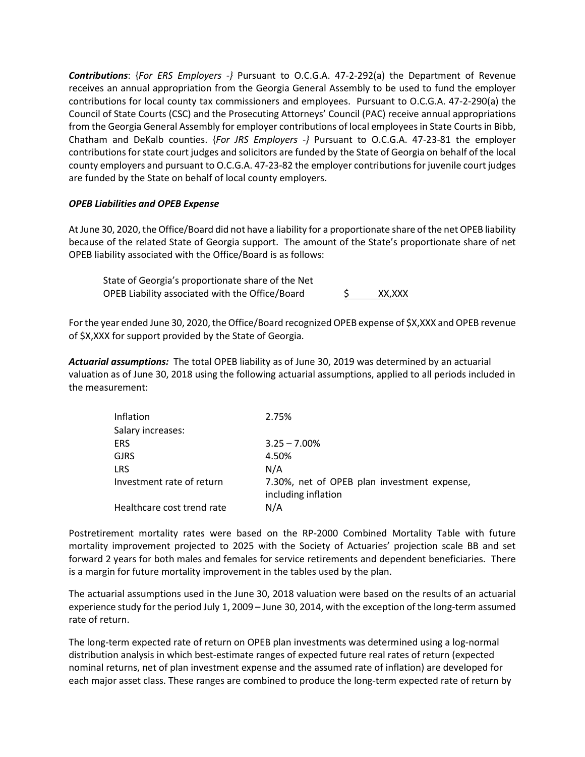***Contributions***: {*For ERS Employers -}* Pursuant to O.C.G.A. 47-2-292(a) the Department of Revenue receives an annual appropriation from the Georgia General Assembly to be used to fund the employer contributions for local county tax commissioners and employees. Pursuant to O.C.G.A. 47-2-290(a) the Council of State Courts (CSC) and the Prosecuting Attorneys' Council (PAC) receive annual appropriations from the Georgia General Assembly for employer contributions of local employees in State Courts in Bibb, Chatham and DeKalb counties. {*For JRS Employers -}* Pursuant to O.C.G.A. 47-23-81 the employer contributions for state court judges and solicitors are funded by the State of Georgia on behalf of the local county employers and pursuant to O.C.G.A. 47-23-82 the employer contributions for juvenile court judges are funded by the State on behalf of local county employers.

***OPEB Liabilities and OPEB Expense***

At June 30, 2020, the Office/Board did not have a liability for a proportionate share of the net OPEB liability because of the related State of Georgia support. The amount of the State's proportionate share of net OPEB liability associated with the Office/Board is as follows:

| | |
|---|---|
| State of Georgia's proportionate share of the Net OPEB Liability associated with the Office/Board | $ XX,XXX |

For the year ended June 30, 2020, the Office/Board recognized OPEB expense of $X,XXX and OPEB revenue of $X,XXX for support provided by the State of Georgia.

***Actuarial assumptions:*** The total OPEB liability as of June 30, 2019 was determined by an actuarial valuation as of June 30, 2018 using the following actuarial assumptions, applied to all periods included in the measurement:

| | |
|---|---|
| Inflation | 2.75% |
| Salary increases: | |
| ERS | 3.25 – 7.00% |
| GJRS | 4.50% |
| LRS | N/A |
| Investment rate of return | 7.30%, net of OPEB plan investment expense, including inflation |
| Healthcare cost trend rate | N/A |

Postretirement mortality rates were based on the RP-2000 Combined Mortality Table with future mortality improvement projected to 2025 with the Society of Actuaries' projection scale BB and set forward 2 years for both males and females for service retirements and dependent beneficiaries. There is a margin for future mortality improvement in the tables used by the plan.

The actuarial assumptions used in the June 30, 2018 valuation were based on the results of an actuarial experience study for the period July 1, 2009 – June 30, 2014, with the exception of the long-term assumed rate of return.

The long-term expected rate of return on OPEB plan investments was determined using a log-normal distribution analysis in which best-estimate ranges of expected future real rates of return (expected nominal returns, net of plan investment expense and the assumed rate of inflation) are developed for each major asset class. These ranges are combined to produce the long-term expected rate of return by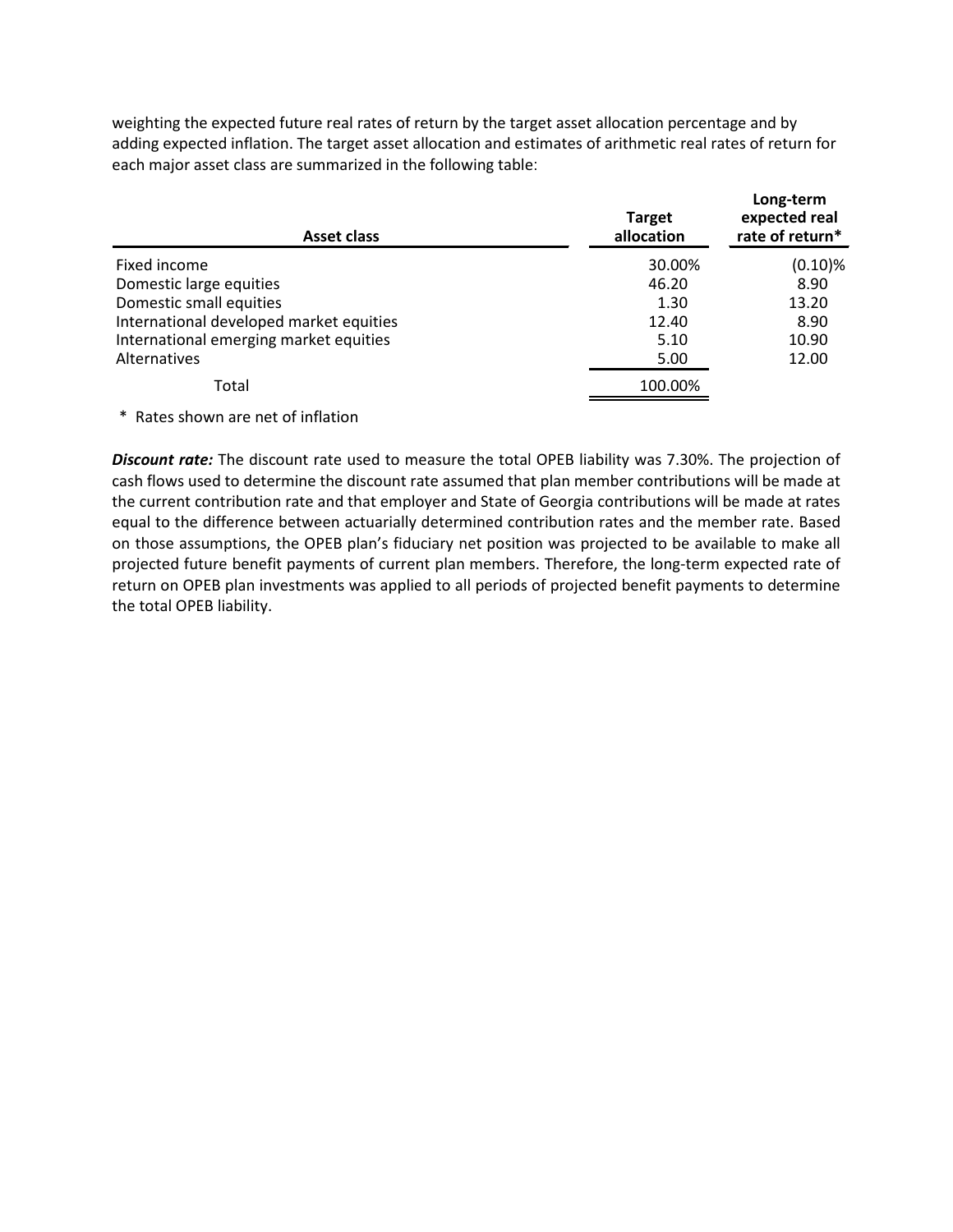weighting the expected future real rates of return by the target asset allocation percentage and by adding expected inflation. The target asset allocation and estimates of arithmetic real rates of return for each major asset class are summarized in the following table:

| Asset class | Target allocation | Long-term expected real rate of return* |
|---|---|---|
| Fixed income | 30.00% | (0.10)% |
| Domestic large equities | 46.20 | 8.90 |
| Domestic small equities | 1.30 | 13.20 |
| International developed market equities | 12.40 | 8.90 |
| International emerging market equities | 5.10 | 10.90 |
| Alternatives | 5.00 | 12.00 |
| Total | 100.00% | |

\* Rates shown are net of inflation

***Discount rate:*** The discount rate used to measure the total OPEB liability was 7.30%. The projection of cash flows used to determine the discount rate assumed that plan member contributions will be made at the current contribution rate and that employer and State of Georgia contributions will be made at rates equal to the difference between actuarially determined contribution rates and the member rate. Based on those assumptions, the OPEB plan's fiduciary net position was projected to be available to make all projected future benefit payments of current plan members. Therefore, the long-term expected rate of return on OPEB plan investments was applied to all periods of projected benefit payments to determine the total OPEB liability.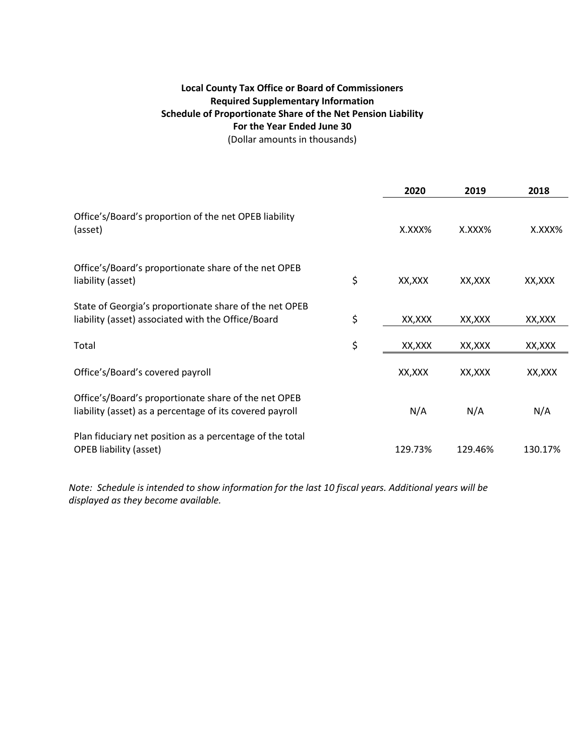**Local County Tax Office or Board of Commissioners**
**Required Supplementary Information**
**Schedule of Proportionate Share of the Net Pension Liability**
**For the Year Ended June 30**
(Dollar amounts in thousands)

| | | 2020 | 2019 | 2018 |
|---|---|---|---|---|
| Office's/Board's proportion of the net OPEB liability (asset) | | X.XXX% | X.XXX% | X.XXX% |
| Office's/Board's proportionate share of the net OPEB liability (asset) | $ | XX,XXX | XX,XXX | XX,XXX |
| State of Georgia's proportionate share of the net OPEB liability (asset) associated with the Office/Board | $ | XX,XXX | XX,XXX | XX,XXX |
| Total | $ | XX,XXX | XX,XXX | XX,XXX |
| Office's/Board's covered payroll | | XX,XXX | XX,XXX | XX,XXX |
| Office's/Board's proportionate share of the net OPEB liability (asset) as a percentage of its covered payroll | | N/A | N/A | N/A |
| Plan fiduciary net position as a percentage of the total OPEB liability (asset) | | 129.73% | 129.46% | 130.17% |

*Note: Schedule is intended to show information for the last 10 fiscal years. Additional years will be displayed as they become available.*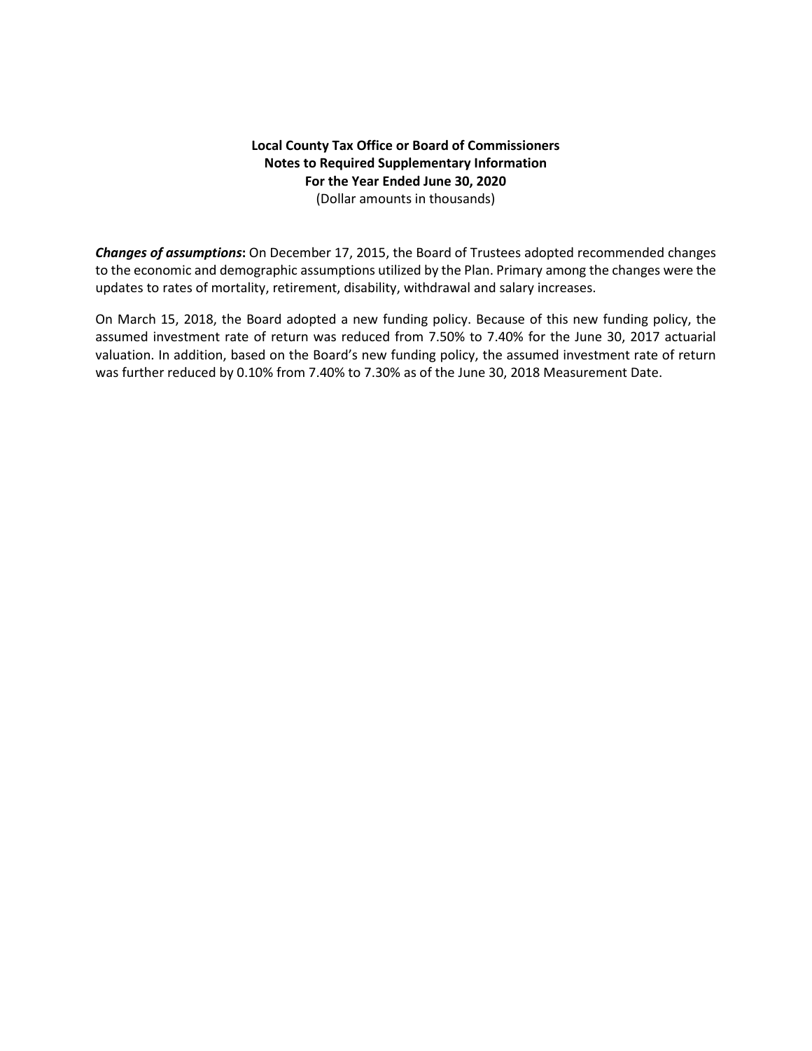**Local County Tax Office or Board of Commissioners**
**Notes to Required Supplementary Information**
**For the Year Ended June 30, 2020**
(Dollar amounts in thousands)

***Changes of assumptions*:** On December 17, 2015, the Board of Trustees adopted recommended changes to the economic and demographic assumptions utilized by the Plan. Primary among the changes were the updates to rates of mortality, retirement, disability, withdrawal and salary increases.

On March 15, 2018, the Board adopted a new funding policy. Because of this new funding policy, the assumed investment rate of return was reduced from 7.50% to 7.40% for the June 30, 2017 actuarial valuation. In addition, based on the Board's new funding policy, the assumed investment rate of return was further reduced by 0.10% from 7.40% to 7.30% as of the June 30, 2018 Measurement Date.